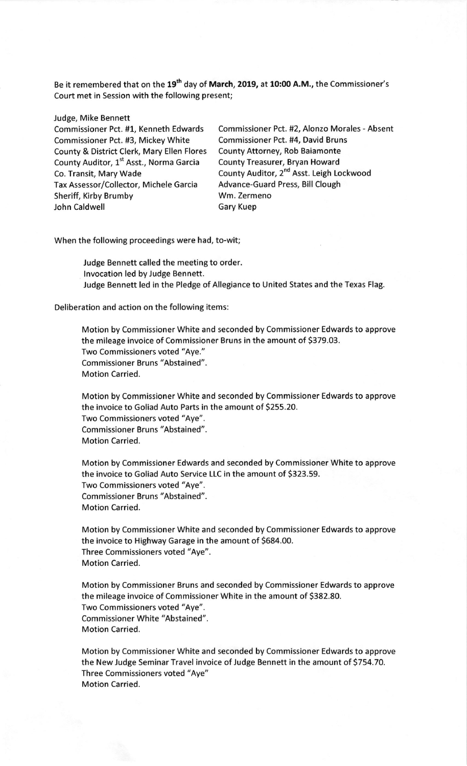Be it remembered that on the 19th day of **March, 2019,** at **10:00 A.M.,** the Commissioner's Court met in Session with the following present;

Judge, Mike Bennett
Commissioner Pct. #1, Kenneth Edwards
Commissioner Pct. #2, Alonzo Morales - Absent
Commissioner Pct. #3, Mickey White
Commissioner Pct. #4, David Bruns
County & District Clerk, Mary Ellen Flores
County Attorney, Rob Baiamonte
County Auditor, 1st Asst., Norma Garcia
County Treasurer, Bryan Howard
Co. Transit, Mary Wade
County Auditor, 2nd Asst. Leigh Lockwood
Tax Assessor/Collector, Michele Garcia
Advance-Guard Press, Bill Clough
Sheriff, Kirby Brumby
Wm. Zermeno
John Caldwell
Gary Kuep

When the following proceedings were had, to-wit;

Judge Bennett called the meeting to order.
Invocation led by Judge Bennett.
Judge Bennett led in the Pledge of Allegiance to United States and the Texas Flag.

Deliberation and action on the following items:

Motion by Commissioner White and seconded by Commissioner Edwards to approve the mileage invoice of Commissioner Bruns in the amount of $379.03.
Two Commissioners voted "Aye."
Commissioner Bruns "Abstained".
Motion Carried.

Motion by Commissioner White and seconded by Commissioner Edwards to approve the invoice to Goliad Auto Parts in the amount of $255.20.
Two Commissioners voted "Aye".
Commissioner Bruns "Abstained".
Motion Carried.

Motion by Commissioner Edwards and seconded by Commissioner White to approve the invoice to Goliad Auto Service LLC in the amount of $323.59.
Two Commissioners voted "Aye".
Commissioner Bruns "Abstained".
Motion Carried.

Motion by Commissioner White and seconded by Commissioner Edwards to approve the invoice to Highway Garage in the amount of $684.00.
Three Commissioners voted "Aye".
Motion Carried.

Motion by Commissioner Bruns and seconded by Commissioner Edwards to approve the mileage invoice of Commissioner White in the amount of $382.80.
Two Commissioners voted "Aye".
Commissioner White "Abstained".
Motion Carried.

Motion by Commissioner White and seconded by Commissioner Edwards to approve the New Judge Seminar Travel invoice of Judge Bennett in the amount of $754.70.
Three Commissioners voted "Aye"
Motion Carried.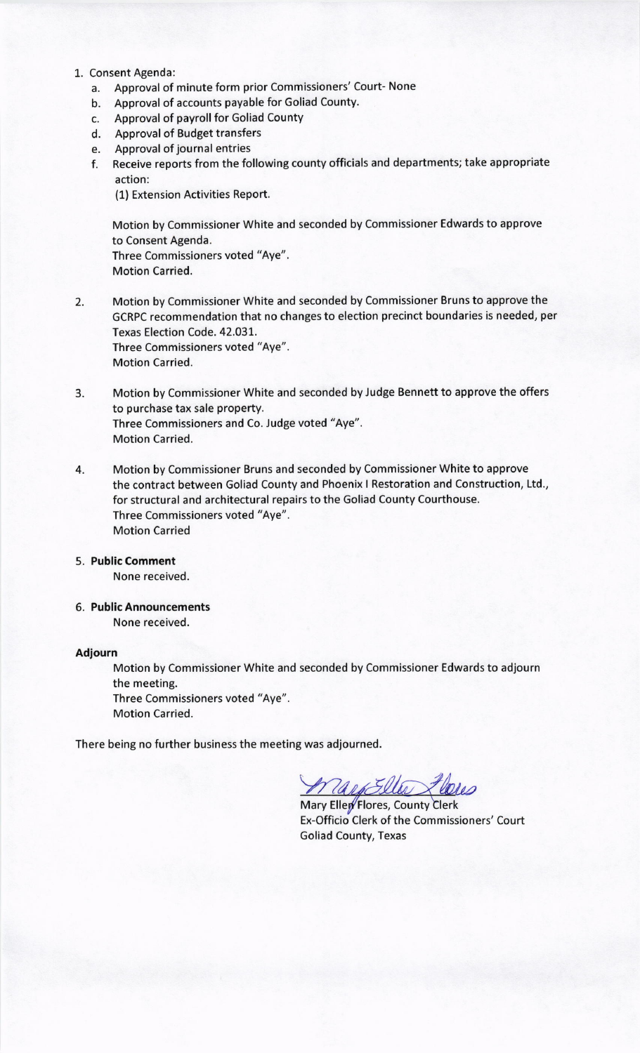1. Consent Agenda:
   a. Approval of minute form prior Commissioners' Court- None
   b. Approval of accounts payable for Goliad County.
   c. Approval of payroll for Goliad County
   d. Approval of Budget transfers
   e. Approval of journal entries
   f. Receive reports from the following county officials and departments; take appropriate action:
      (1) Extension Activities Report.

   Motion by Commissioner White and seconded by Commissioner Edwards to approve to Consent Agenda.
   Three Commissioners voted "Aye".
   Motion Carried.

2. Motion by Commissioner White and seconded by Commissioner Bruns to approve the GCRPC recommendation that no changes to election precinct boundaries is needed, per Texas Election Code. 42.031.
   Three Commissioners voted "Aye".
   Motion Carried.

3. Motion by Commissioner White and seconded by Judge Bennett to approve the offers to purchase tax sale property.
   Three Commissioners and Co. Judge voted "Aye".
   Motion Carried.

4. Motion by Commissioner Bruns and seconded by Commissioner White to approve the contract between Goliad County and Phoenix I Restoration and Construction, Ltd., for structural and architectural repairs to the Goliad County Courthouse.
   Three Commissioners voted "Aye".
   Motion Carried

5. **Public Comment**
   None received.

6. **Public Announcements**
   None received.

**Adjourn**

Motion by Commissioner White and seconded by Commissioner Edwards to adjourn the meeting.
Three Commissioners voted "Aye".
Motion Carried.

There being no further business the meeting was adjourned.

Mary Ellen Flores, County Clerk
Ex-Officio Clerk of the Commissioners' Court
Goliad County, Texas